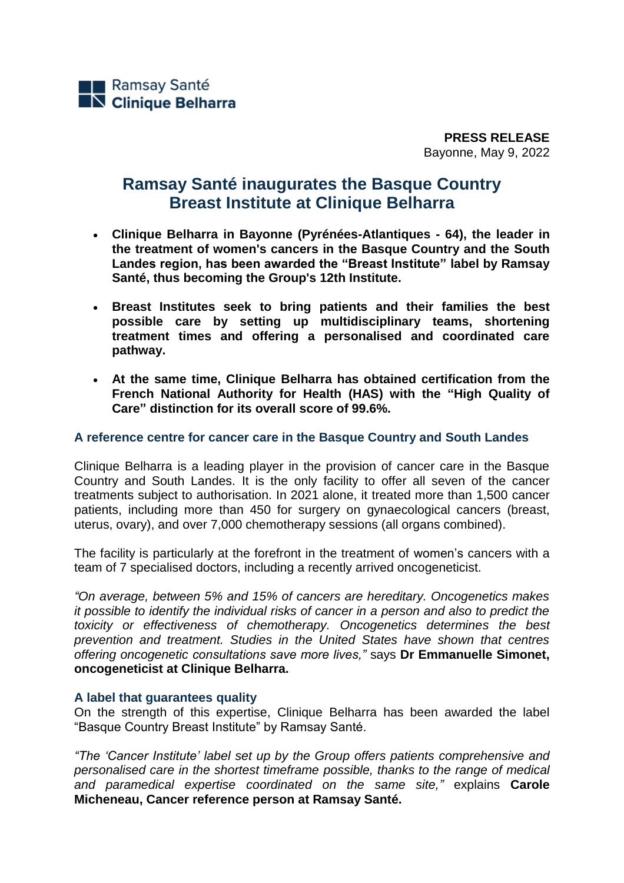Ramsay Santé
**Clinique Belharra**

**PRESS RELEASE**
Bayonne, May 9, 2022

# Ramsay Santé inaugurates the Basque Country Breast Institute at Clinique Belharra

- **Clinique Belharra in Bayonne (Pyrénées-Atlantiques - 64), the leader in the treatment of women's cancers in the Basque Country and the South Landes region, has been awarded the "Breast Institute" label by Ramsay Santé, thus becoming the Group's 12th Institute.**
- **Breast Institutes seek to bring patients and their families the best possible care by setting up multidisciplinary teams, shortening treatment times and offering a personalised and coordinated care pathway.**
- **At the same time, Clinique Belharra has obtained certification from the French National Authority for Health (HAS) with the "High Quality of Care" distinction for its overall score of 99.6%.**

## A reference centre for cancer care in the Basque Country and South Landes

Clinique Belharra is a leading player in the provision of cancer care in the Basque Country and South Landes. It is the only facility to offer all seven of the cancer treatments subject to authorisation. In 2021 alone, it treated more than 1,500 cancer patients, including more than 450 for surgery on gynaecological cancers (breast, uterus, ovary), and over 7,000 chemotherapy sessions (all organs combined).

The facility is particularly at the forefront in the treatment of women's cancers with a team of 7 specialised doctors, including a recently arrived oncogeneticist.

*"On average, between 5% and 15% of cancers are hereditary. Oncogenetics makes it possible to identify the individual risks of cancer in a person and also to predict the toxicity or effectiveness of chemotherapy. Oncogenetics determines the best prevention and treatment. Studies in the United States have shown that centres offering oncogenetic consultations save more lives,"* says **Dr Emmanuelle Simonet, oncogeneticist at Clinique Belharra.**

## A label that guarantees quality

On the strength of this expertise, Clinique Belharra has been awarded the label "Basque Country Breast Institute" by Ramsay Santé.

*"The 'Cancer Institute' label set up by the Group offers patients comprehensive and personalised care in the shortest timeframe possible, thanks to the range of medical and paramedical expertise coordinated on the same site,"* explains **Carole Micheneau, Cancer reference person at Ramsay Santé.**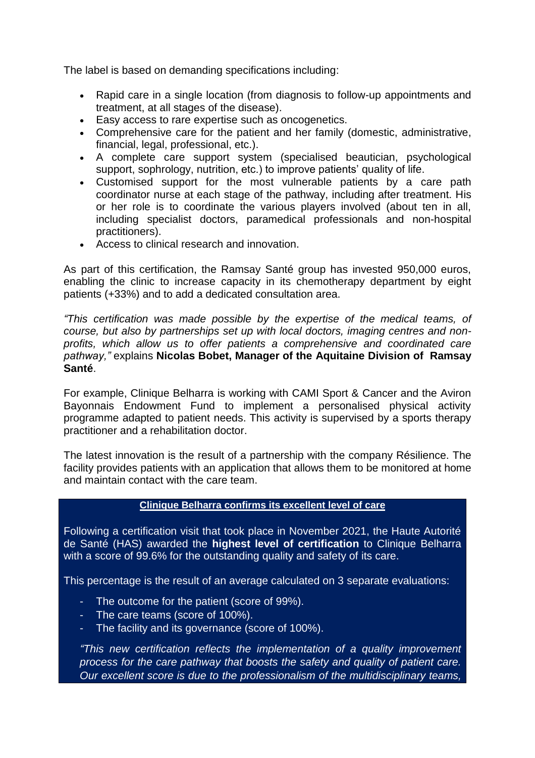The label is based on demanding specifications including:

- Rapid care in a single location (from diagnosis to follow-up appointments and treatment, at all stages of the disease).
- Easy access to rare expertise such as oncogenetics.
- Comprehensive care for the patient and her family (domestic, administrative, financial, legal, professional, etc.).
- A complete care support system (specialised beautician, psychological support, sophrology, nutrition, etc.) to improve patients' quality of life.
- Customised support for the most vulnerable patients by a care path coordinator nurse at each stage of the pathway, including after treatment. His or her role is to coordinate the various players involved (about ten in all, including specialist doctors, paramedical professionals and non-hospital practitioners).
- Access to clinical research and innovation.

As part of this certification, the Ramsay Santé group has invested 950,000 euros, enabling the clinic to increase capacity in its chemotherapy department by eight patients (+33%) and to add a dedicated consultation area.

*"This certification was made possible by the expertise of the medical teams, of course, but also by partnerships set up with local doctors, imaging centres and non-profits, which allow us to offer patients a comprehensive and coordinated care pathway,"* explains **Nicolas Bobet, Manager of the Aquitaine Division of Ramsay Santé**.

For example, Clinique Belharra is working with CAMI Sport & Cancer and the Aviron Bayonnais Endowment Fund to implement a personalised physical activity programme adapted to patient needs. This activity is supervised by a sports therapy practitioner and a rehabilitation doctor.

The latest innovation is the result of a partnership with the company Résilience. The facility provides patients with an application that allows them to be monitored at home and maintain contact with the care team.

**Clinique Belharra confirms its excellent level of care**

Following a certification visit that took place in November 2021, the Haute Autorité de Santé (HAS) awarded the **highest level of certification** to Clinique Belharra with a score of 99.6% for the outstanding quality and safety of its care.

This percentage is the result of an average calculated on 3 separate evaluations:

- The outcome for the patient (score of 99%).
- The care teams (score of 100%).
- The facility and its governance (score of 100%).

*"This new certification reflects the implementation of a quality improvement process for the care pathway that boosts the safety and quality of patient care. Our excellent score is due to the professionalism of the multidisciplinary teams,*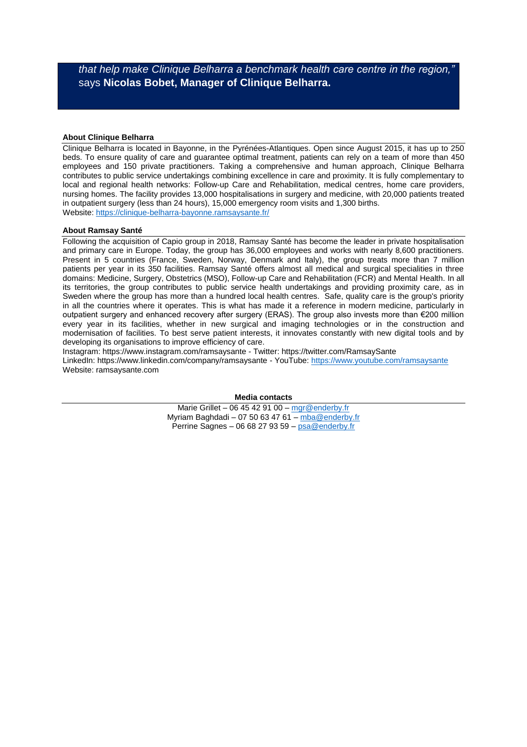*that help make Clinique Belharra a benchmark health care centre in the region,"* says **Nicolas Bobet, Manager of Clinique Belharra.**

**About Clinique Belharra**

Clinique Belharra is located in Bayonne, in the Pyrénées-Atlantiques. Open since August 2015, it has up to 250 beds. To ensure quality of care and guarantee optimal treatment, patients can rely on a team of more than 450 employees and 150 private practitioners. Taking a comprehensive and human approach, Clinique Belharra contributes to public service undertakings combining excellence in care and proximity. It is fully complementary to local and regional health networks: Follow-up Care and Rehabilitation, medical centres, home care providers, nursing homes. The facility provides 13,000 hospitalisations in surgery and medicine, with 20,000 patients treated in outpatient surgery (less than 24 hours), 15,000 emergency room visits and 1,300 births.
Website: https://clinique-belharra-bayonne.ramsaysante.fr/

**About Ramsay Santé**

Following the acquisition of Capio group in 2018, Ramsay Santé has become the leader in private hospitalisation and primary care in Europe. Today, the group has 36,000 employees and works with nearly 8,600 practitioners. Present in 5 countries (France, Sweden, Norway, Denmark and Italy), the group treats more than 7 million patients per year in its 350 facilities. Ramsay Santé offers almost all medical and surgical specialities in three domains: Medicine, Surgery, Obstetrics (MSO), Follow-up Care and Rehabilitation (FCR) and Mental Health. In all its territories, the group contributes to public service health undertakings and providing proximity care, as in Sweden where the group has more than a hundred local health centres. Safe, quality care is the group's priority in all the countries where it operates. This is what has made it a reference in modern medicine, particularly in outpatient surgery and enhanced recovery after surgery (ERAS). The group also invests more than €200 million every year in its facilities, whether in new surgical and imaging technologies or in the construction and modernisation of facilities. To best serve patient interests, it innovates constantly with new digital tools and by developing its organisations to improve efficiency of care.
Instagram: https://www.instagram.com/ramsaysante - Twitter: https://twitter.com/RamsaySante
LinkedIn: https://www.linkedin.com/company/ramsaysante - YouTube: https://www.youtube.com/ramsaysante
Website: ramsaysante.com

**Media contacts**

Marie Grillet – 06 45 42 91 00 – mgr@enderby.fr
Myriam Baghdadi – 07 50 63 47 61 – mba@enderby.fr
Perrine Sagnes – 06 68 27 93 59 – psa@enderby.fr